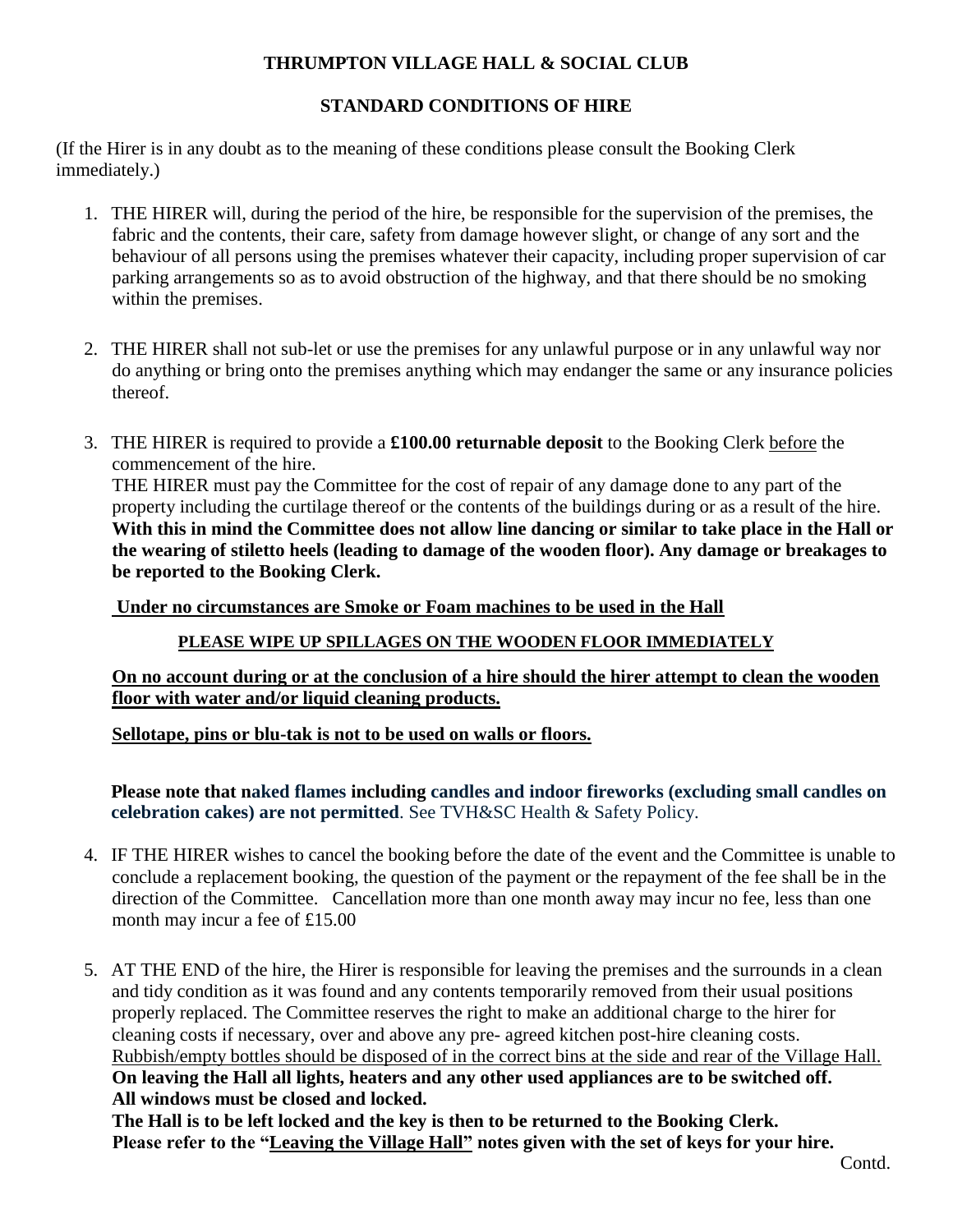# THRUMPTON VILLAGE HALL & SOCIAL CLUB

## STANDARD CONDITIONS OF HIRE

(If the Hirer is in any doubt as to the meaning of these conditions please consult the Booking Clerk immediately.)

1. THE HIRER will, during the period of the hire, be responsible for the supervision of the premises, the fabric and the contents, their care, safety from damage however slight, or change of any sort and the behaviour of all persons using the premises whatever their capacity, including proper supervision of car parking arrangements so as to avoid obstruction of the highway, and that there should be no smoking within the premises.

2. THE HIRER shall not sub-let or use the premises for any unlawful purpose or in any unlawful way nor do anything or bring onto the premises anything which may endanger the same or any insurance policies thereof.

3. THE HIRER is required to provide a **£100.00 returnable deposit** to the Booking Clerk <u>before</u> the commencement of the hire.
   THE HIRER must pay the Committee for the cost of repair of any damage done to any part of the property including the curtilage thereof or the contents of the buildings during or as a result of the hire. **With this in mind the Committee does not allow line dancing or similar to take place in the Hall or the wearing of stiletto heels (leading to damage of the wooden floor). Any damage or breakages to be reported to the Booking Clerk.**

   **<u>Under no circumstances are Smoke or Foam machines to be used in the Hall</u>**

   **<u>PLEASE WIPE UP SPILLAGES ON THE WOODEN FLOOR IMMEDIATELY</u>**

   **<u>On no account during or at the conclusion of a hire should the hirer attempt to clean the wooden floor with water and/or liquid cleaning products.</u>**

   **<u>Sellotape, pins or blu-tak is not to be used on walls or floors.</u>**

   **Please note that naked flames including candles and indoor fireworks (excluding small candles on celebration cakes) are not permitted**. See TVH&SC Health & Safety Policy.

4. IF THE HIRER wishes to cancel the booking before the date of the event and the Committee is unable to conclude a replacement booking, the question of the payment or the repayment of the fee shall be in the direction of the Committee. Cancellation more than one month away may incur no fee, less than one month may incur a fee of £15.00

5. AT THE END of the hire, the Hirer is responsible for leaving the premises and the surrounds in a clean and tidy condition as it was found and any contents temporarily removed from their usual positions properly replaced. The Committee reserves the right to make an additional charge to the hirer for cleaning costs if necessary, over and above any pre- agreed kitchen post-hire cleaning costs. <u>Rubbish/empty bottles should be disposed of in the correct bins at the side and rear of the Village Hall.</u>
   **On leaving the Hall all lights, heaters and any other used appliances are to be switched off.**
   **All windows must be closed and locked.**
   **The Hall is to be left locked and the key is then to be returned to the Booking Clerk.**
   **Please refer to the "<u>Leaving the Village Hall"</u> notes given with the set of keys for your hire.**

Contd.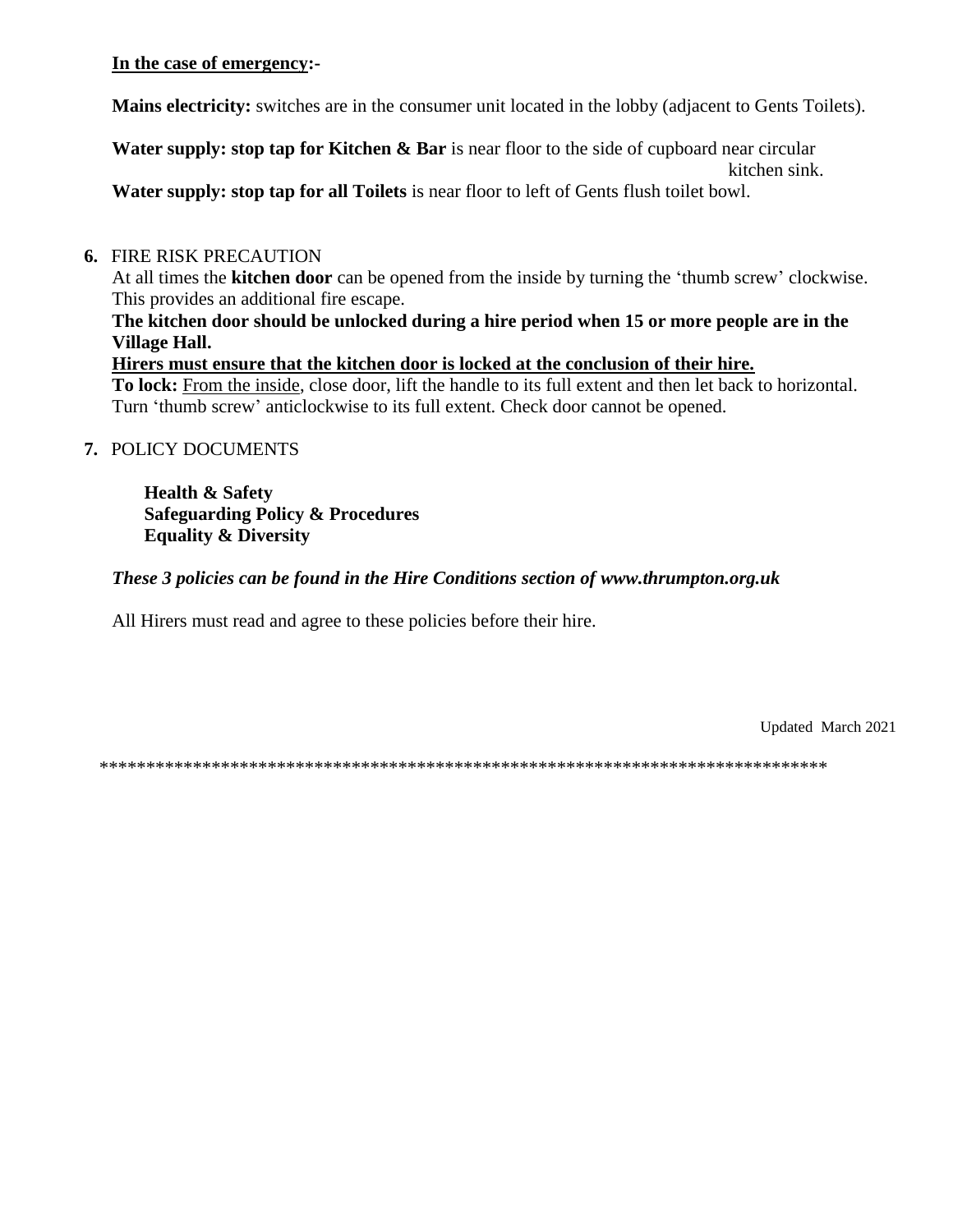**<u>In the case of emergency</u>:-**

**Mains electricity:** switches are in the consumer unit located in the lobby (adjacent to Gents Toilets).

**Water supply: stop tap for Kitchen & Bar** is near floor to the side of cupboard near circular kitchen sink.

**Water supply: stop tap for all Toilets** is near floor to left of Gents flush toilet bowl.

**6.** FIRE RISK PRECAUTION

At all times the **kitchen door** can be opened from the inside by turning the 'thumb screw' clockwise. This provides an additional fire escape.

**The kitchen door should be unlocked during a hire period when 15 or more people are in the Village Hall.**

**<u>Hirers must ensure that the kitchen door is locked at the conclusion of their hire.</u>**

**To lock:** <u>From the inside</u>, close door, lift the handle to its full extent and then let back to horizontal. Turn 'thumb screw' anticlockwise to its full extent. Check door cannot be opened.

**7.** POLICY DOCUMENTS

**Health & Safety**
**Safeguarding Policy & Procedures**
**Equality & Diversity**

***These 3 policies can be found in the Hire Conditions section of www.thrumpton.org.uk***

All Hirers must read and agree to these policies before their hire.

Updated March 2021

********************************************************************************